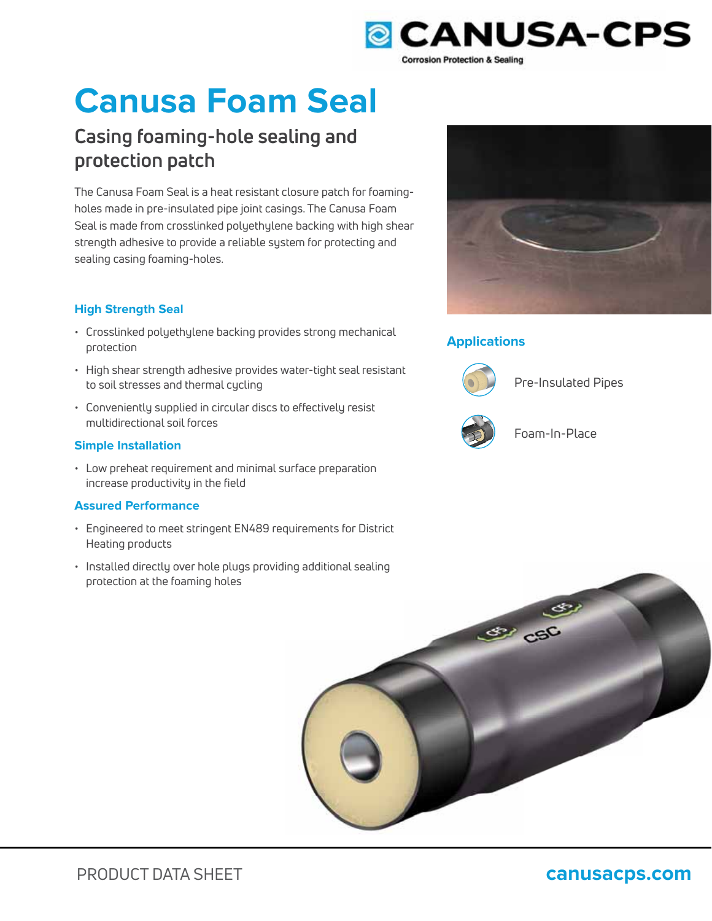# Canusa Foam Seal

## Casing foaming-hole sealing and protection patch

The Canusa Foam Seal is a heat resistant closure patch for foaming-holes made in pre-insulated pipe joint casings. The Canusa Foam Seal is made from crosslinked polyethylene backing with high shear strength adhesive to provide a reliable system for protecting and sealing casing foaming-holes.

### High Strength Seal

- Crosslinked polyethylene backing provides strong mechanical protection
- High shear strength adhesive provides water-tight seal resistant to soil stresses and thermal cycling
- Conveniently supplied in circular discs to effectively resist multidirectional soil forces

### Simple Installation

- Low preheat requirement and minimal surface preparation increase productivity in the field

### Assured Performance

- Engineered to meet stringent EN489 requirements for District Heating products
- Installed directly over hole plugs providing additional sealing protection at the foaming holes

### Applications

- Pre-Insulated Pipes
- Foam-In-Place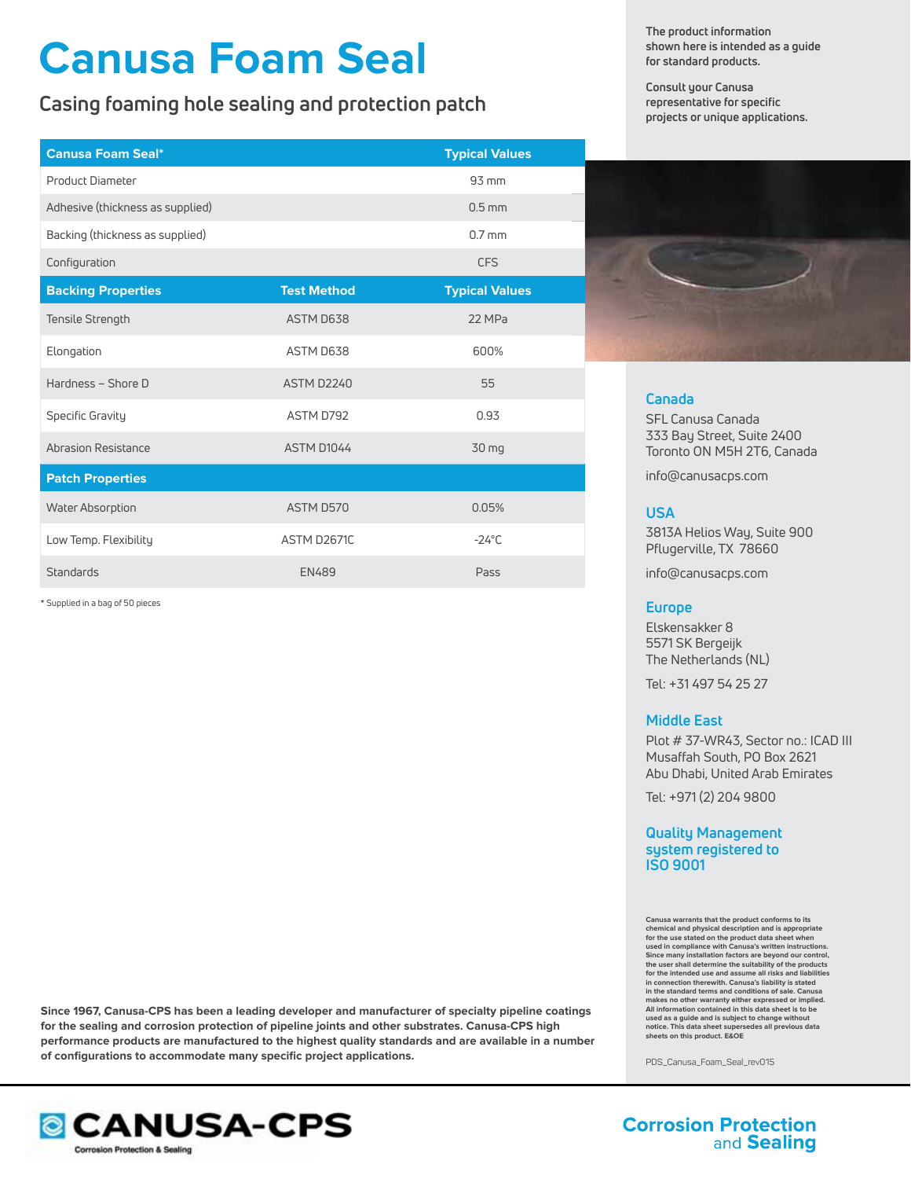# Canusa Foam Seal

## Casing foaming hole sealing and protection patch

| Canusa Foam Seal* | | Typical Values |
|---|---|---|
| Product Diameter | | 93 mm |
| Adhesive (thickness as supplied) | | 0.5 mm |
| Backing (thickness as supplied) | | 0.7 mm |
| Configuration | | CFS |
| **Backing Properties** | **Test Method** | **Typical Values** |
| Tensile Strength | ASTM D638 | 22 MPa |
| Elongation | ASTM D638 | 600% |
| Hardness – Shore D | ASTM D2240 | 55 |
| Specific Gravity | ASTM D792 | 0.93 |
| Abrasion Resistance | ASTM D1044 | 30 mg |
| **Patch Properties** | | |
| Water Absorption | ASTM D570 | 0.05% |
| Low Temp. Flexibility | ASTM D2671C | -24°C |
| Standards | EN489 | Pass |

* Supplied in a bag of 50 pieces

**The product information shown here is intended as a guide for standard products.**

**Consult your Canusa representative for specific projects or unique applications.**

### Canada

SFL Canusa Canada
333 Bay Street, Suite 2400
Toronto ON M5H 2T6, Canada

info@canusacps.com

### USA

3813A Helios Way, Suite 900
Pflugerville, TX 78660

info@canusacps.com

### Europe

Elskensakker 8
5571 SK Bergeijk
The Netherlands (NL)

Tel: +31 497 54 25 27

### Middle East

Plot # 37-WR43, Sector no.: ICAD III
Musaffah South, PO Box 2621
Abu Dhabi, United Arab Emirates

Tel: +971 (2) 204 9800

### Quality Management system registered to ISO 9001

**Since 1967, Canusa-CPS has been a leading developer and manufacturer of specialty pipeline coatings for the sealing and corrosion protection of pipeline joints and other substrates. Canusa-CPS high performance products are manufactured to the highest quality standards and are available in a number of configurations to accommodate many specific project applications.**

Canusa warrants that the product conforms to its chemical and physical description and is appropriate for the use stated on the product data sheet when used in compliance with Canusa's written instructions. Since many installation factors are beyond our control, the user shall determine the suitability of the products for the intended use and assume all risks and liabilities in connection therewith. Canusa's liability is stated in the standard terms and conditions of sale. Canusa makes no other warranty either expressed or implied. All information contained in this data sheet is to be used as a guide and is subject to change without notice. This data sheet supersedes all previous data sheets on this product. E&OE

PDS_Canusa_Foam_Seal_rev015

CANUSA-CPS
Corrosion Protection & Sealing

Corrosion Protection and Sealing